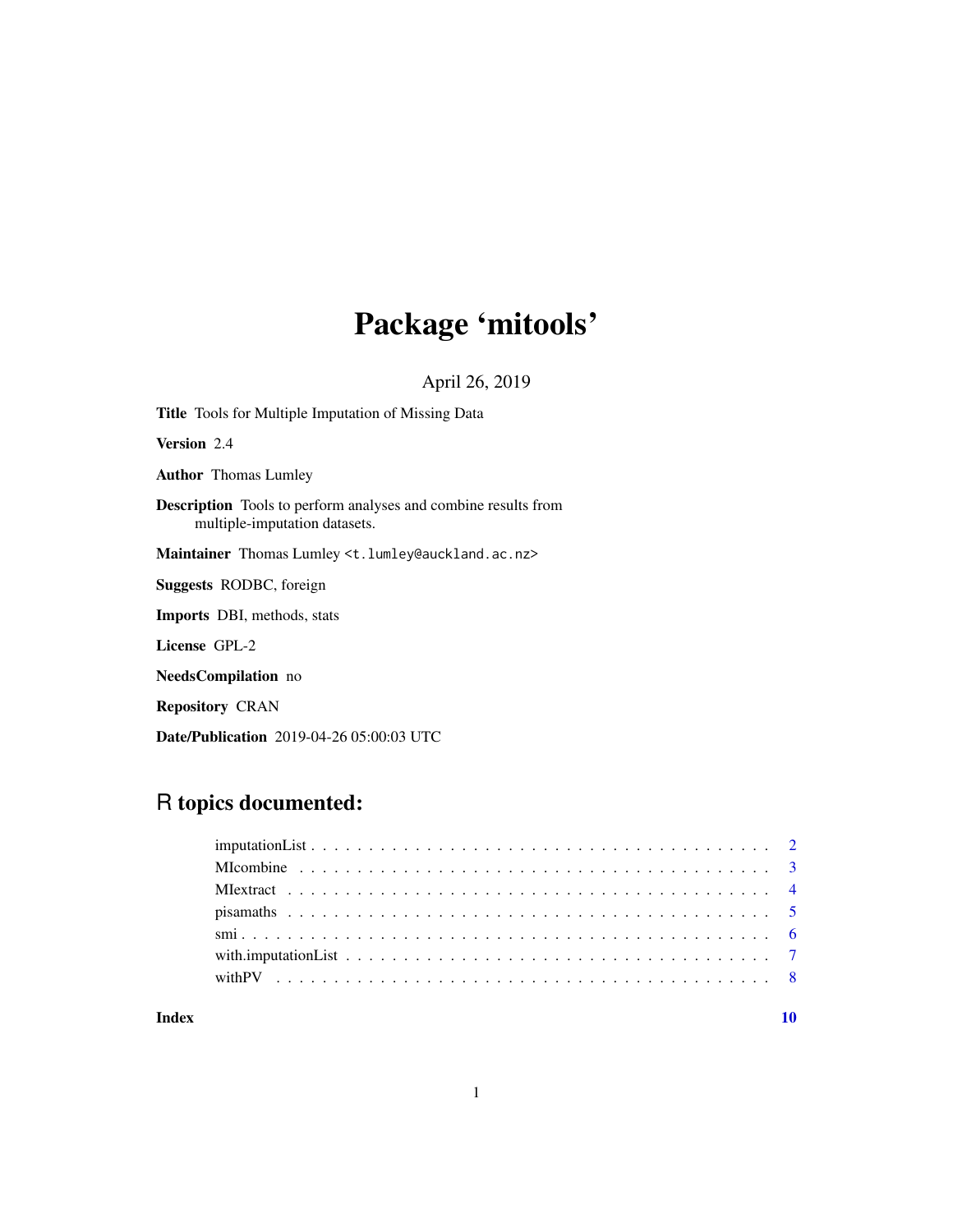# Package 'mitools'

April 26, 2019

**Title** Tools for Multiple Imputation of Missing Data

**Version** 2.4

**Author** Thomas Lumley

**Description** Tools to perform analyses and combine results from multiple-imputation datasets.

**Maintainer** Thomas Lumley <t.lumley@auckland.ac.nz>

**Suggests** RODBC, foreign

**Imports** DBI, methods, stats

**License** GPL-2

**NeedsCompilation** no

**Repository** CRAN

**Date/Publication** 2019-04-26 05:00:03 UTC

## R topics documented:

- imputationList . . . . . . . . . . . . . . . . . . . . . . . . . . . . . . . . . . . . . . . . 2
- MIcombine . . . . . . . . . . . . . . . . . . . . . . . . . . . . . . . . . . . . . . . . 3
- MIextract . . . . . . . . . . . . . . . . . . . . . . . . . . . . . . . . . . . . . . . . 4
- pisamaths . . . . . . . . . . . . . . . . . . . . . . . . . . . . . . . . . . . . . . . . 5
- smi . . . . . . . . . . . . . . . . . . . . . . . . . . . . . . . . . . . . . . . . 6
- with.imputationList . . . . . . . . . . . . . . . . . . . . . . . . . . . . . . . . . . . . . . . . 7
- withPV . . . . . . . . . . . . . . . . . . . . . . . . . . . . . . . . . . . . . . . . 8

**Index** **10**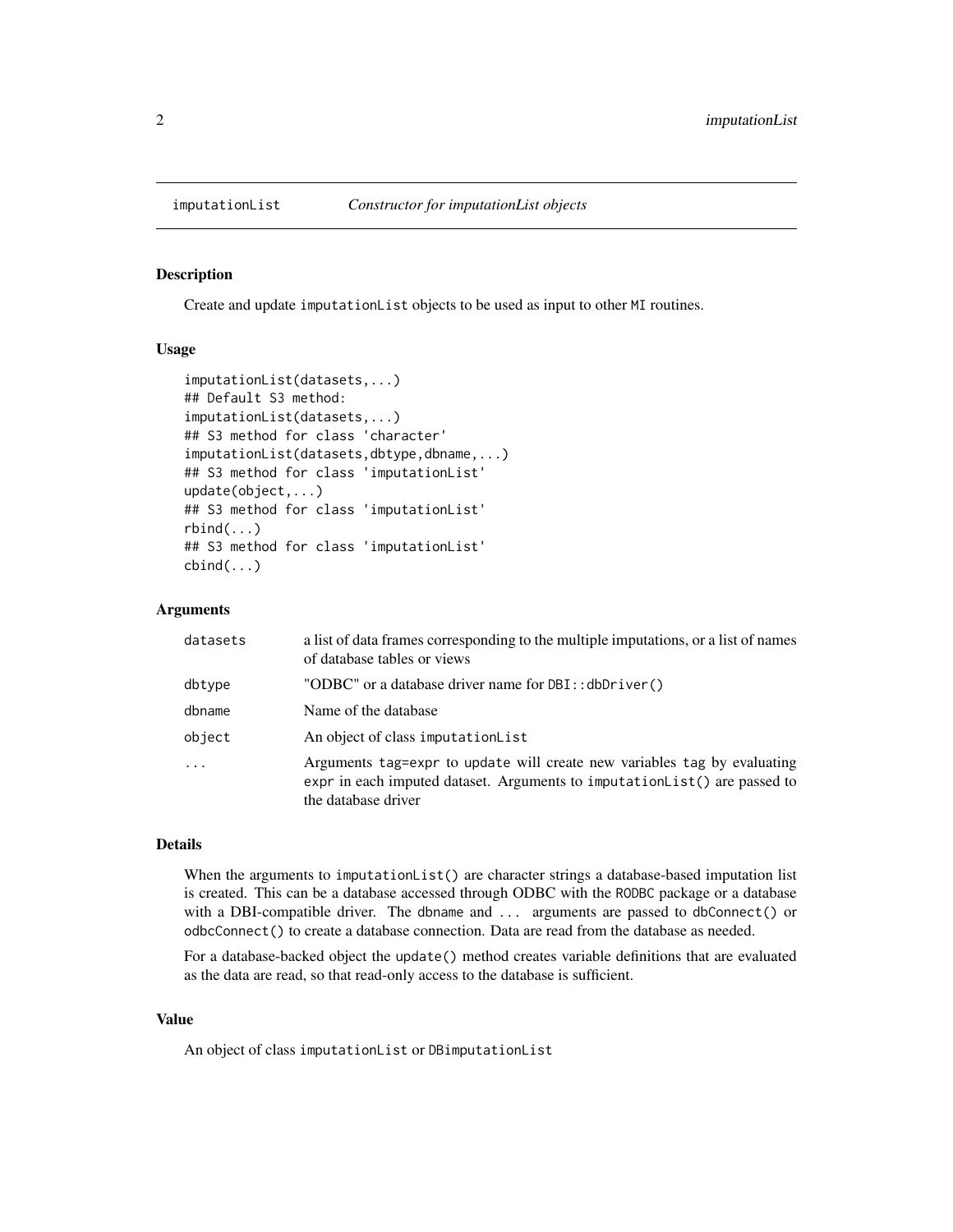## imputationList — *Constructor for imputationList objects*

### Description

Create and update `imputationList` objects to be used as input to other `MI` routines.

### Usage

```
imputationList(datasets,...)
## Default S3 method:
imputationList(datasets,...)
## S3 method for class 'character'
imputationList(datasets,dbtype,dbname,...)
## S3 method for class 'imputationList'
update(object,...)
## S3 method for class 'imputationList'
rbind(...)
## S3 method for class 'imputationList'
cbind(...)
```

### Arguments

| | |
|---|---|
| `datasets` | a list of data frames corresponding to the multiple imputations, or a list of names of database tables or views |
| `dbtype` | "ODBC" or a database driver name for `DBI::dbDriver()` |
| `dbname` | Name of the database |
| `object` | An object of class `imputationList` |
| `...` | Arguments `tag=expr` to `update` will create new variables `tag` by evaluating `expr` in each imputed dataset. Arguments to `imputationList()` are passed to the database driver |

### Details

When the arguments to `imputationList()` are character strings a database-based imputation list is created. This can be a database accessed through ODBC with the `RODBC` package or a database with a DBI-compatible driver. The `dbname` and `...` arguments are passed to `dbConnect()` or `odbcConnect()` to create a database connection. Data are read from the database as needed.

For a database-backed object the `update()` method creates variable definitions that are evaluated as the data are read, so that read-only access to the database is sufficient.

### Value

An object of class `imputationList` or `DBimputationList`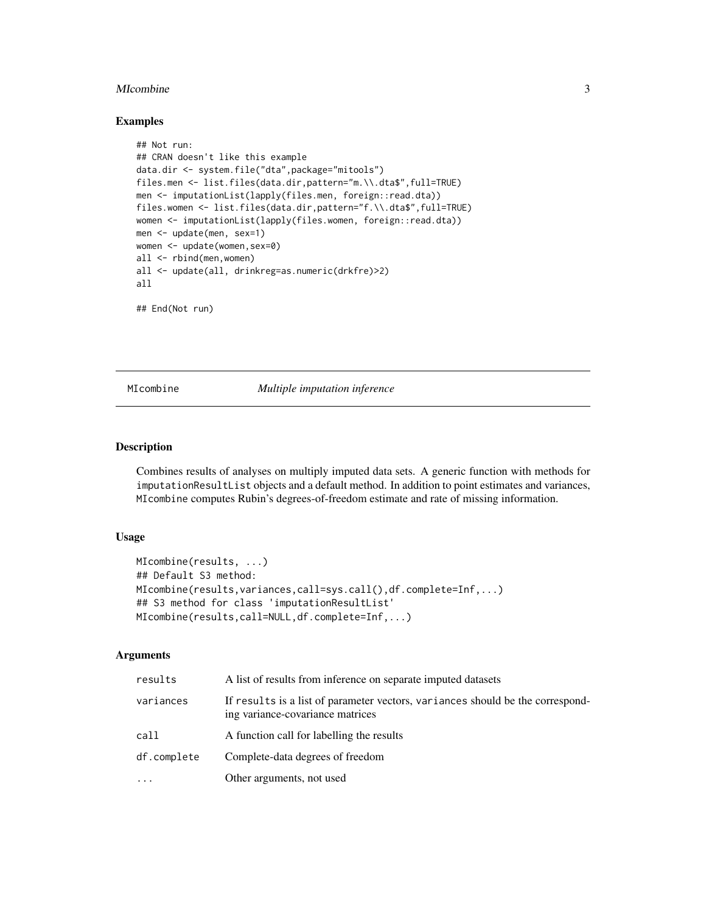## Examples

```
## Not run:
## CRAN doesn't like this example
data.dir <- system.file("dta",package="mitools")
files.men <- list.files(data.dir,pattern="m.\\.dta$",full=TRUE)
men <- imputationList(lapply(files.men, foreign::read.dta))
files.women <- list.files(data.dir,pattern="f.\\.dta$",full=TRUE)
women <- imputationList(lapply(files.women, foreign::read.dta))
men <- update(men, sex=1)
women <- update(women,sex=0)
all <- rbind(men,women)
all <- update(all, drinkreg=as.numeric(drkfre)>2)
all

## End(Not run)
```

---

# MIcombine — *Multiple imputation inference*

---

## Description

Combines results of analyses on multiply imputed data sets. A generic function with methods for `imputationResultList` objects and a default method. In addition to point estimates and variances, `MIcombine` computes Rubin's degrees-of-freedom estimate and rate of missing information.

## Usage

```
MIcombine(results, ...)
## Default S3 method:
MIcombine(results,variances,call=sys.call(),df.complete=Inf,...)
## S3 method for class 'imputationResultList'
MIcombine(results,call=NULL,df.complete=Inf,...)
```

## Arguments

| | |
|---|---|
| `results` | A list of results from inference on separate imputed datasets |
| `variances` | If `results` is a list of parameter vectors, `variances` should be the corresponding variance-covariance matrices |
| `call` | A function call for labelling the results |
| `df.complete` | Complete-data degrees of freedom |
| `...` | Other arguments, not used |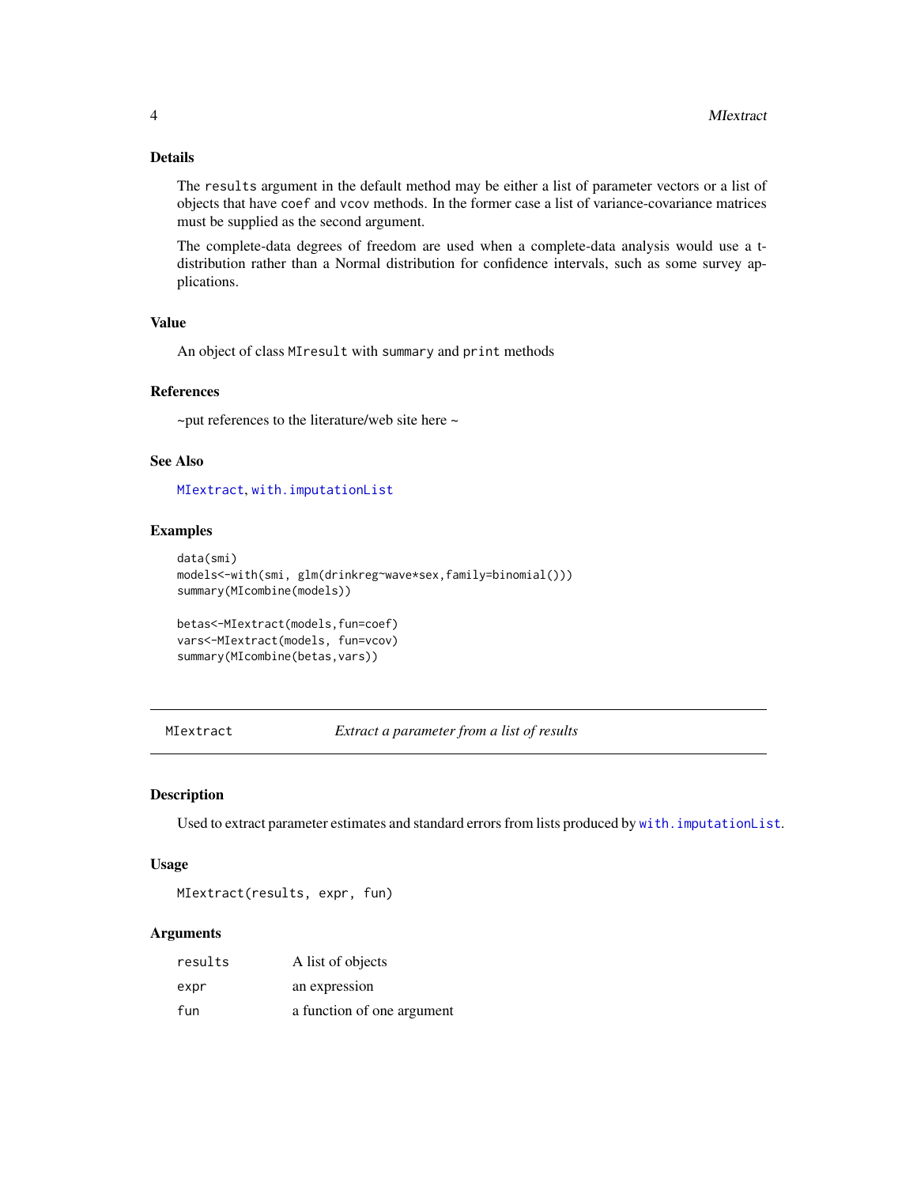### Details

The `results` argument in the default method may be either a list of parameter vectors or a list of objects that have `coef` and `vcov` methods. In the former case a list of variance-covariance matrices must be supplied as the second argument.

The complete-data degrees of freedom are used when a complete-data analysis would use a t-distribution rather than a Normal distribution for confidence intervals, such as some survey applications.

### Value

An object of class `MIresult` with `summary` and `print` methods

### References

~put references to the literature/web site here ~

### See Also

`MIextract`, `with.imputationList`

### Examples

```
data(smi)
models<-with(smi, glm(drinkreg~wave*sex,family=binomial()))
summary(MIcombine(models))

betas<-MIextract(models,fun=coef)
vars<-MIextract(models, fun=vcov)
summary(MIcombine(betas,vars))
```

---

## MIextract — *Extract a parameter from a list of results*

### Description

Used to extract parameter estimates and standard errors from lists produced by `with.imputationList`.

### Usage

```
MIextract(results, expr, fun)
```

### Arguments

| | |
|---|---|
| `results` | A list of objects |
| `expr` | an expression |
| `fun` | a function of one argument |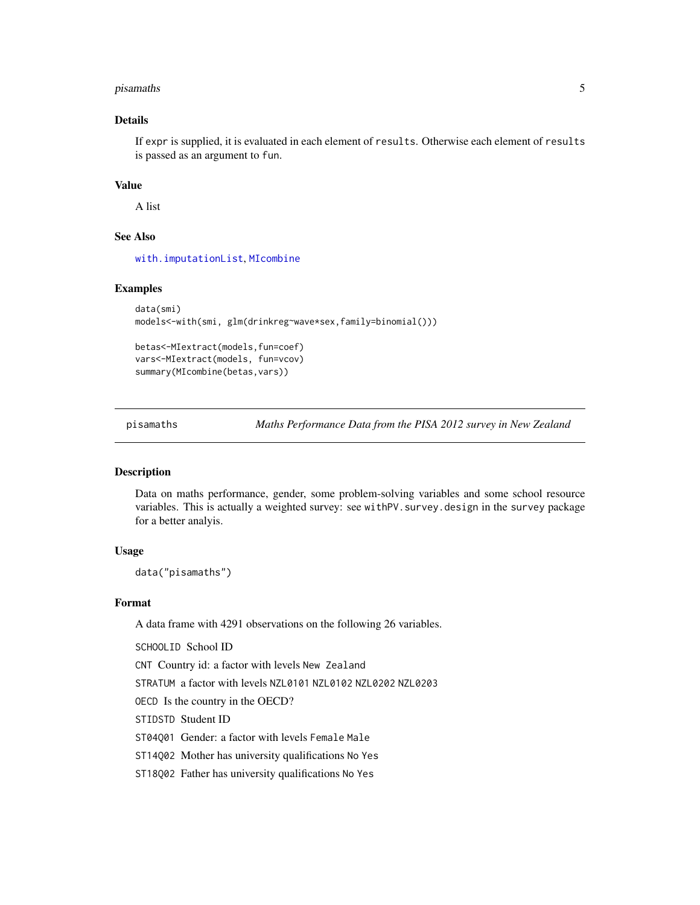### Details

If `expr` is supplied, it is evaluated in each element of `results`. Otherwise each element of `results` is passed as an argument to `fun`.

### Value

A list

### See Also

`with.imputationList`, `MIcombine`

### Examples

```
data(smi)
models<-with(smi, glm(drinkreg~wave*sex,family=binomial()))

betas<-MIextract(models,fun=coef)
vars<-MIextract(models, fun=vcov)
summary(MIcombine(betas,vars))
```

---

## pisamaths — *Maths Performance Data from the PISA 2012 survey in New Zealand*

### Description

Data on maths performance, gender, some problem-solving variables and some school resource variables. This is actually a weighted survey: see `withPV.survey.design` in the `survey` package for a better analyis.

### Usage

```
data("pisamaths")
```

### Format

A data frame with 4291 observations on the following 26 variables.

`SCHOOLID` School ID

`CNT` Country id: a factor with levels `New Zealand`

`STRATUM` a factor with levels `NZL0101` `NZL0102` `NZL0202` `NZL0203`

`OECD` Is the country in the OECD?

`STIDSTD` Student ID

`ST04Q01` Gender: a factor with levels `Female` `Male`

`ST14Q02` Mother has university qualifications `No` `Yes`

`ST18Q02` Father has university qualifications `No` `Yes`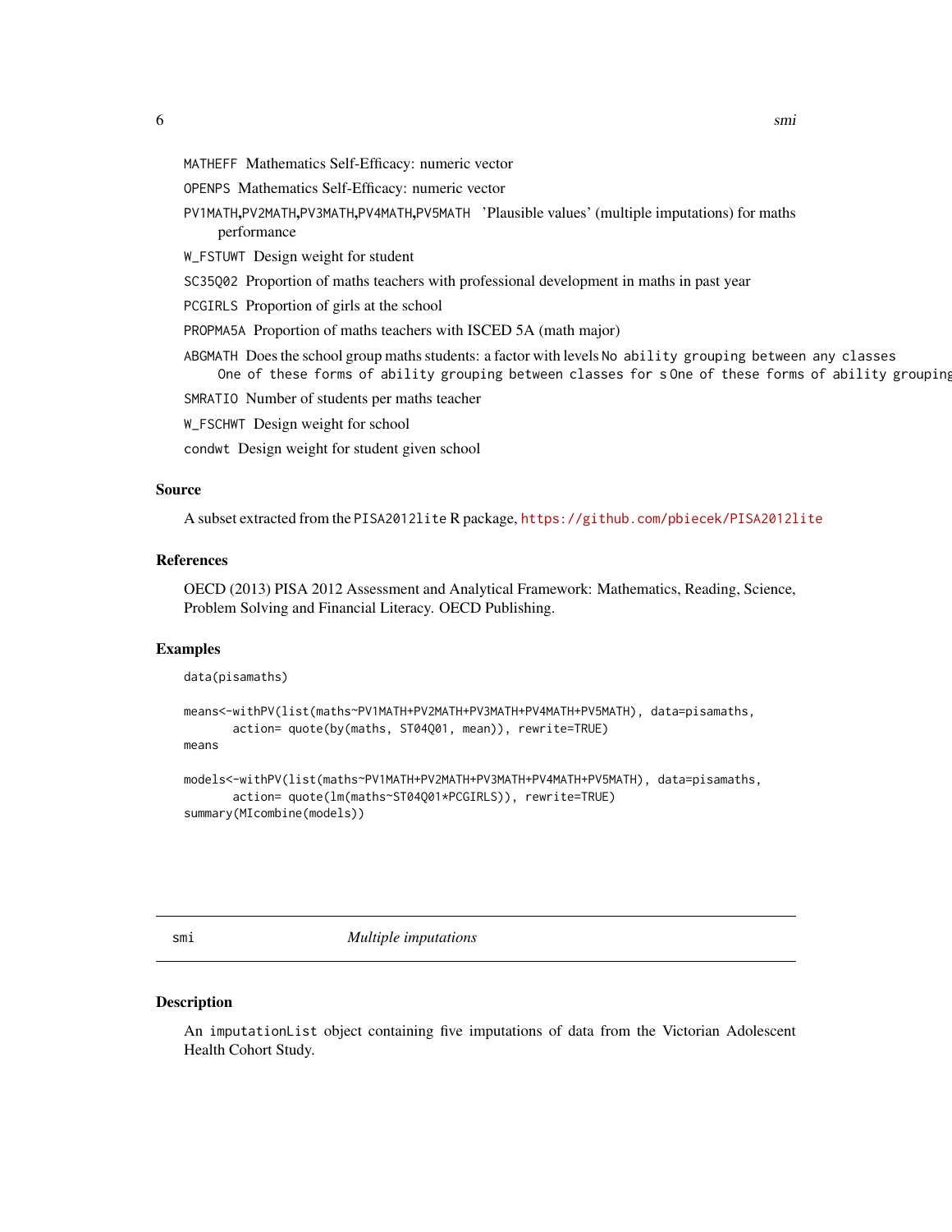MATHEFF Mathematics Self-Efficacy: numeric vector

OPENPS Mathematics Self-Efficacy: numeric vector

PV1MATH,PV2MATH,PV3MATH,PV4MATH,PV5MATH 'Plausible values' (multiple imputations) for maths performance

W_FSTUWT Design weight for student

SC35Q02 Proportion of maths teachers with professional development in maths in past year

PCGIRLS Proportion of girls at the school

PROPMA5A Proportion of maths teachers with ISCED 5A (math major)

ABGMATH Does the school group maths students: a factor with levels No ability grouping between any classes One of these forms of ability grouping between classes for s One of these forms of ability grouping

SMRATIO Number of students per maths teacher

W_FSCHWT Design weight for school

condwt Design weight for student given school

### Source

A subset extracted from the PISA2012lite R package, https://github.com/pbiecek/PISA2012lite

### References

OECD (2013) PISA 2012 Assessment and Analytical Framework: Mathematics, Reading, Science, Problem Solving and Financial Literacy. OECD Publishing.

### Examples

```
data(pisamaths)

means<-withPV(list(maths~PV1MATH+PV2MATH+PV3MATH+PV4MATH+PV5MATH), data=pisamaths,
       action= quote(by(maths, ST04Q01, mean)), rewrite=TRUE)
means

models<-withPV(list(maths~PV1MATH+PV2MATH+PV3MATH+PV4MATH+PV5MATH), data=pisamaths,
       action= quote(lm(maths~ST04Q01*PCGIRLS)), rewrite=TRUE)
summary(MIcombine(models))
```

---

## smi *Multiple imputations*

### Description

An imputationList object containing five imputations of data from the Victorian Adolescent Health Cohort Study.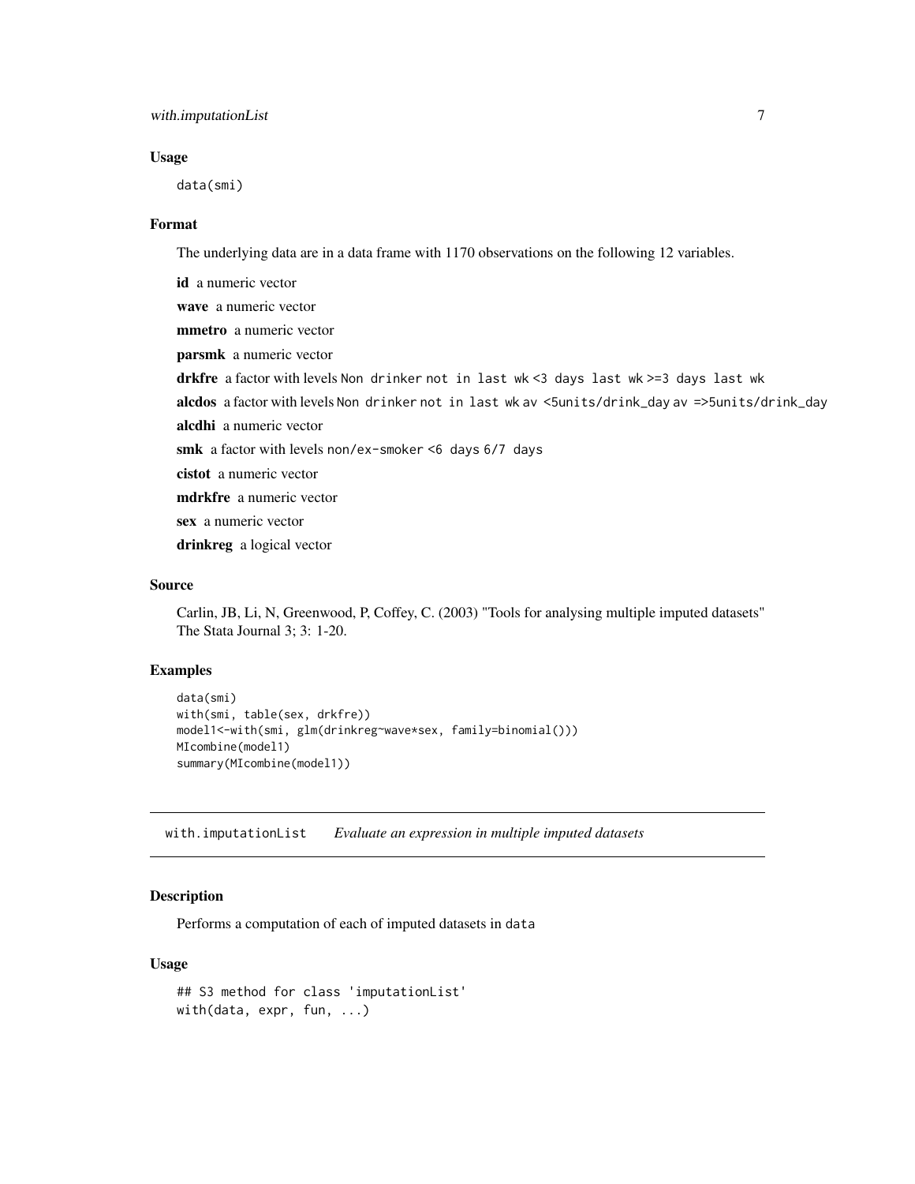### Usage

```
data(smi)
```

### Format

The underlying data are in a data frame with 1170 observations on the following 12 variables.

**id** a numeric vector

**wave** a numeric vector

**mmetro** a numeric vector

**parsmk** a numeric vector

**drkfre** a factor with levels `Non drinker` `not in last wk` `<3 days last wk` `>=3 days last wk`

**alcdos** a factor with levels `Non drinker` `not in last wk` `av <5units/drink_day` `av =>5units/drink_day`

**alcdhi** a numeric vector

**smk** a factor with levels `non/ex-smoker` `<6 days` `6/7 days`

**cistot** a numeric vector

**mdrkfre** a numeric vector

**sex** a numeric vector

**drinkreg** a logical vector

### Source

Carlin, JB, Li, N, Greenwood, P, Coffey, C. (2003) "Tools for analysing multiple imputed datasets" The Stata Journal 3; 3: 1-20.

### Examples

```
data(smi)
with(smi, table(sex, drkfre))
model1<-with(smi, glm(drinkreg~wave*sex, family=binomial()))
MIcombine(model1)
summary(MIcombine(model1))
```

---

## with.imputationList *Evaluate an expression in multiple imputed datasets*

### Description

Performs a computation of each of imputed datasets in `data`

### Usage

```
## S3 method for class 'imputationList'
with(data, expr, fun, ...)
```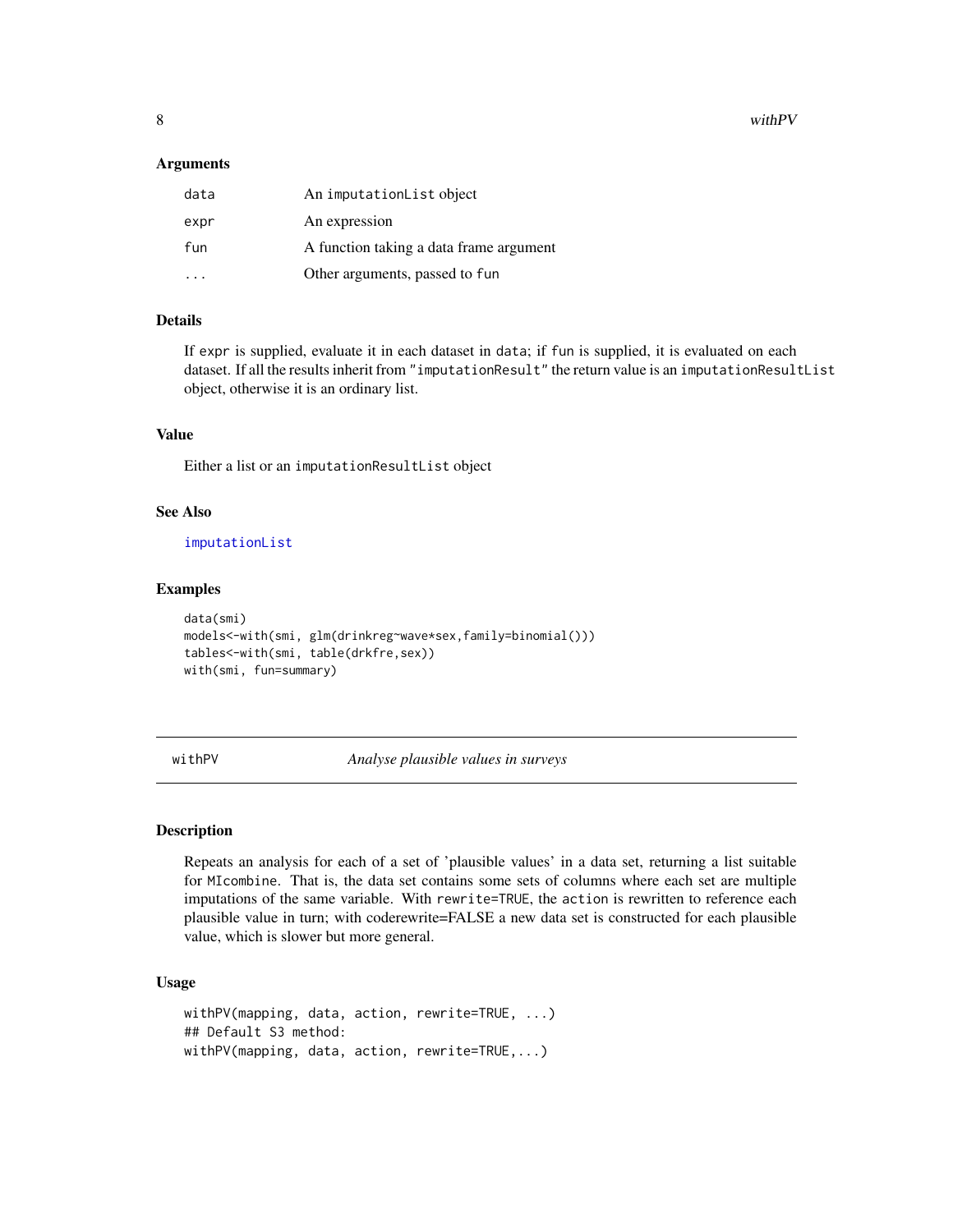### Arguments

| | |
|---|---|
| data | An imputationList object |
| expr | An expression |
| fun | A function taking a data frame argument |
| ... | Other arguments, passed to fun |

### Details

If expr is supplied, evaluate it in each dataset in data; if fun is supplied, it is evaluated on each dataset. If all the results inherit from "imputationResult" the return value is an imputationResultList object, otherwise it is an ordinary list.

### Value

Either a list or an imputationResultList object

### See Also

imputationList

### Examples

```
data(smi)
models<-with(smi, glm(drinkreg~wave*sex,family=binomial()))
tables<-with(smi, table(drkfre,sex))
with(smi, fun=summary)
```

---

## withPV — *Analyse plausible values in surveys*

### Description

Repeats an analysis for each of a set of 'plausible values' in a data set, returning a list suitable for MIcombine. That is, the data set contains some sets of columns where each set are multiple imputations of the same variable. With rewrite=TRUE, the action is rewritten to reference each plausible value in turn; with coderewrite=FALSE a new data set is constructed for each plausible value, which is slower but more general.

### Usage

```
withPV(mapping, data, action, rewrite=TRUE, ...)
## Default S3 method:
withPV(mapping, data, action, rewrite=TRUE,...)
```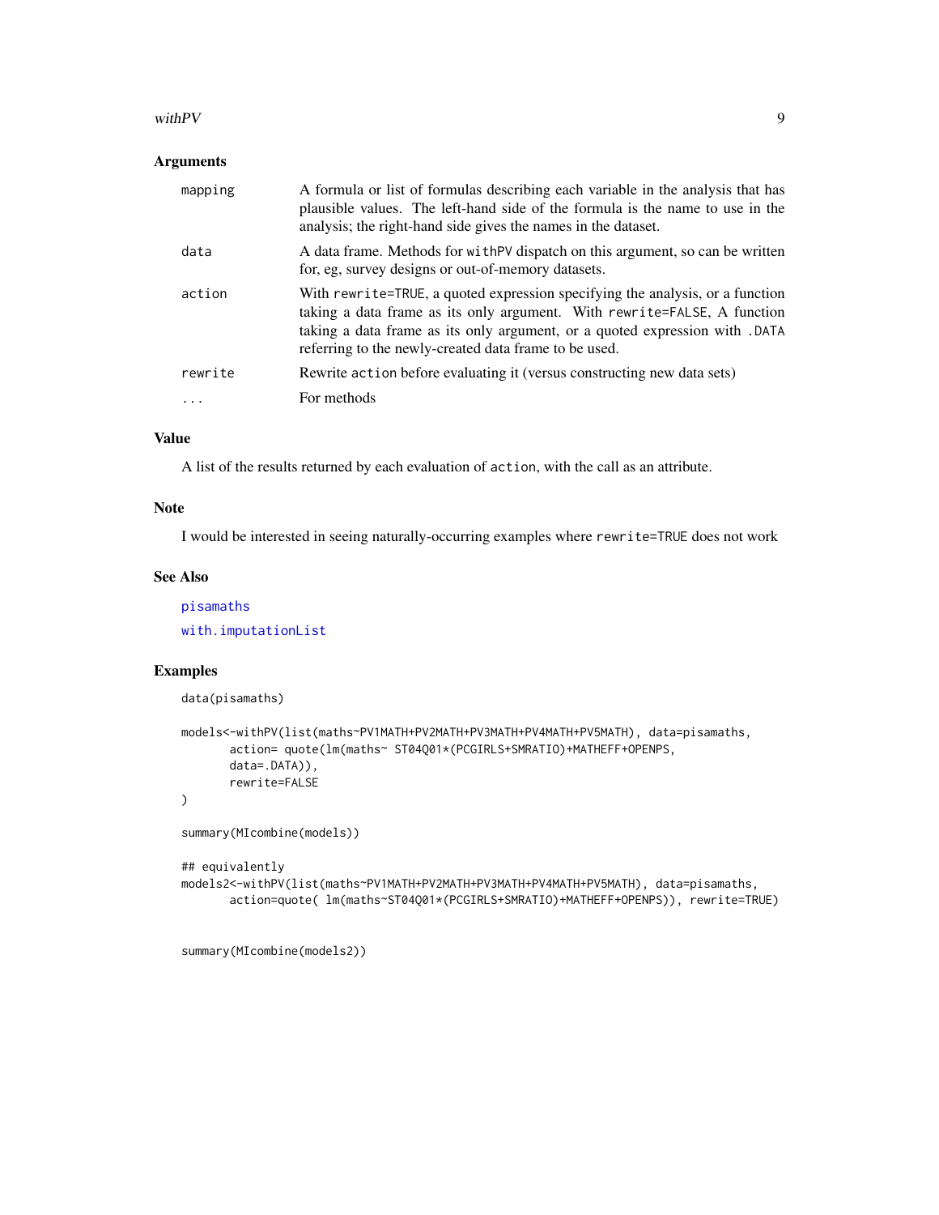## Arguments

| | |
|---|---|
| `mapping` | A formula or list of formulas describing each variable in the analysis that has plausible values. The left-hand side of the formula is the name to use in the analysis; the right-hand side gives the names in the dataset. |
| `data` | A data frame. Methods for `withPV` dispatch on this argument, so can be written for, eg, survey designs or out-of-memory datasets. |
| `action` | With `rewrite=TRUE`, a quoted expression specifying the analysis, or a function taking a data frame as its only argument. With `rewrite=FALSE`, A function taking a data frame as its only argument, or a quoted expression with `.DATA` referring to the newly-created data frame to be used. |
| `rewrite` | Rewrite `action` before evaluating it (versus constructing new data sets) |
| `...` | For methods |

## Value

A list of the results returned by each evaluation of `action`, with the call as an attribute.

## Note

I would be interested in seeing naturally-occurring examples where `rewrite=TRUE` does not work

## See Also

`pisamaths`

`with.imputationList`

## Examples

```
data(pisamaths)

models<-withPV(list(maths~PV1MATH+PV2MATH+PV3MATH+PV4MATH+PV5MATH), data=pisamaths,
       action= quote(lm(maths~ ST04Q01*(PCGIRLS+SMRATIO)+MATHEFF+OPENPS,
       data=.DATA)),
       rewrite=FALSE
)

summary(MIcombine(models))

## equivalently
models2<-withPV(list(maths~PV1MATH+PV2MATH+PV3MATH+PV4MATH+PV5MATH), data=pisamaths,
       action=quote( lm(maths~ST04Q01*(PCGIRLS+SMRATIO)+MATHEFF+OPENPS)), rewrite=TRUE)


summary(MIcombine(models2))
```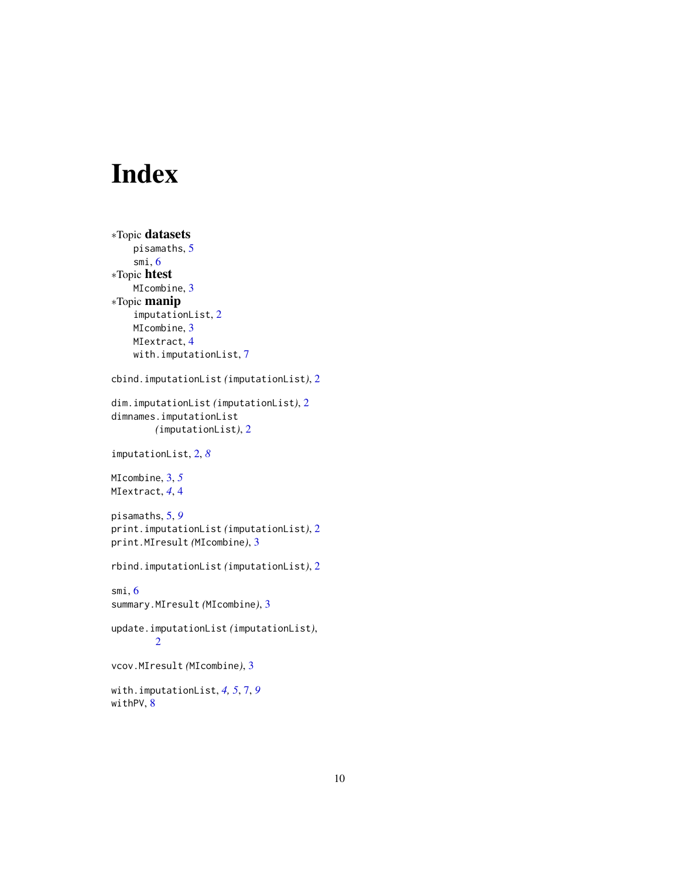# Index

*Topic **datasets**
- pisamaths, 5
- smi, 6

*Topic **htest**
- MIcombine, 3

*Topic **manip**
- imputationList, 2
- MIcombine, 3
- MIextract, 4
- with.imputationList, 7

cbind.imputationList *(*imputationList*)*, 2

dim.imputationList *(*imputationList*)*, 2
dimnames.imputationList *(*imputationList*)*, 2

imputationList, 2, *8*

MIcombine, 3, *5*
MIextract, *4*, 4

pisamaths, 5, *9*
print.imputationList *(*imputationList*)*, 2
print.MIresult *(*MIcombine*)*, 3

rbind.imputationList *(*imputationList*)*, 2

smi, 6
summary.MIresult *(*MIcombine*)*, 3

update.imputationList *(*imputationList*)*, 2

vcov.MIresult *(*MIcombine*)*, 3

with.imputationList, *4, 5*, 7, *9*
withPV, 8